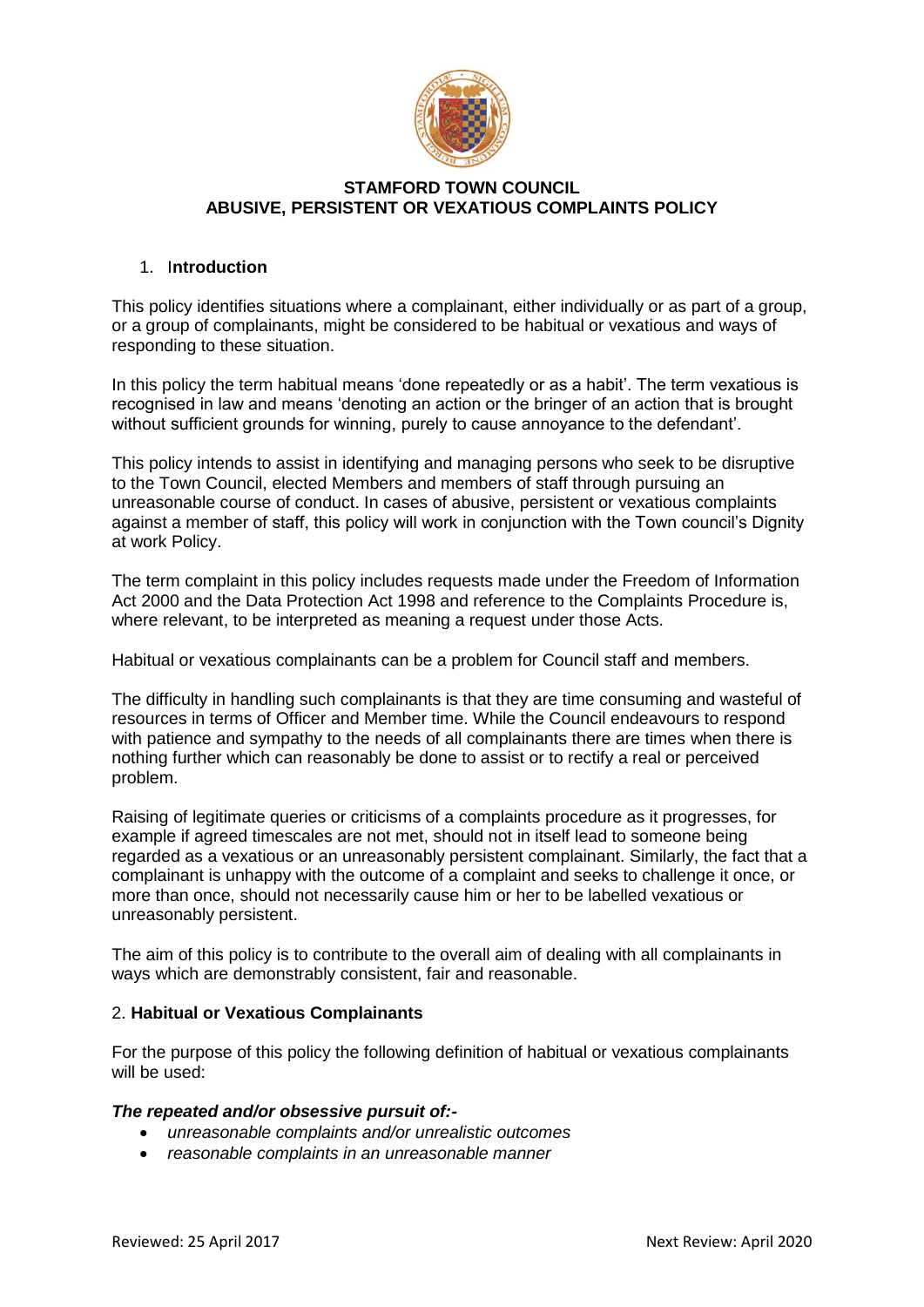**STAMFORD TOWN COUNCIL**
**ABUSIVE, PERSISTENT OR VEXATIOUS COMPLAINTS POLICY**

## 1. Introduction

This policy identifies situations where a complainant, either individually or as part of a group, or a group of complainants, might be considered to be habitual or vexatious and ways of responding to these situation.

In this policy the term habitual means 'done repeatedly or as a habit'. The term vexatious is recognised in law and means 'denoting an action or the bringer of an action that is brought without sufficient grounds for winning, purely to cause annoyance to the defendant'.

This policy intends to assist in identifying and managing persons who seek to be disruptive to the Town Council, elected Members and members of staff through pursuing an unreasonable course of conduct. In cases of abusive, persistent or vexatious complaints against a member of staff, this policy will work in conjunction with the Town council's Dignity at work Policy.

The term complaint in this policy includes requests made under the Freedom of Information Act 2000 and the Data Protection Act 1998 and reference to the Complaints Procedure is, where relevant, to be interpreted as meaning a request under those Acts.

Habitual or vexatious complainants can be a problem for Council staff and members.

The difficulty in handling such complainants is that they are time consuming and wasteful of resources in terms of Officer and Member time. While the Council endeavours to respond with patience and sympathy to the needs of all complainants there are times when there is nothing further which can reasonably be done to assist or to rectify a real or perceived problem.

Raising of legitimate queries or criticisms of a complaints procedure as it progresses, for example if agreed timescales are not met, should not in itself lead to someone being regarded as a vexatious or an unreasonably persistent complainant. Similarly, the fact that a complainant is unhappy with the outcome of a complaint and seeks to challenge it once, or more than once, should not necessarily cause him or her to be labelled vexatious or unreasonably persistent.

The aim of this policy is to contribute to the overall aim of dealing with all complainants in ways which are demonstrably consistent, fair and reasonable.

## 2. Habitual or Vexatious Complainants

For the purpose of this policy the following definition of habitual or vexatious complainants will be used:

***The repeated and/or obsessive pursuit of:-***

- *unreasonable complaints and/or unrealistic outcomes*
- *reasonable complaints in an unreasonable manner*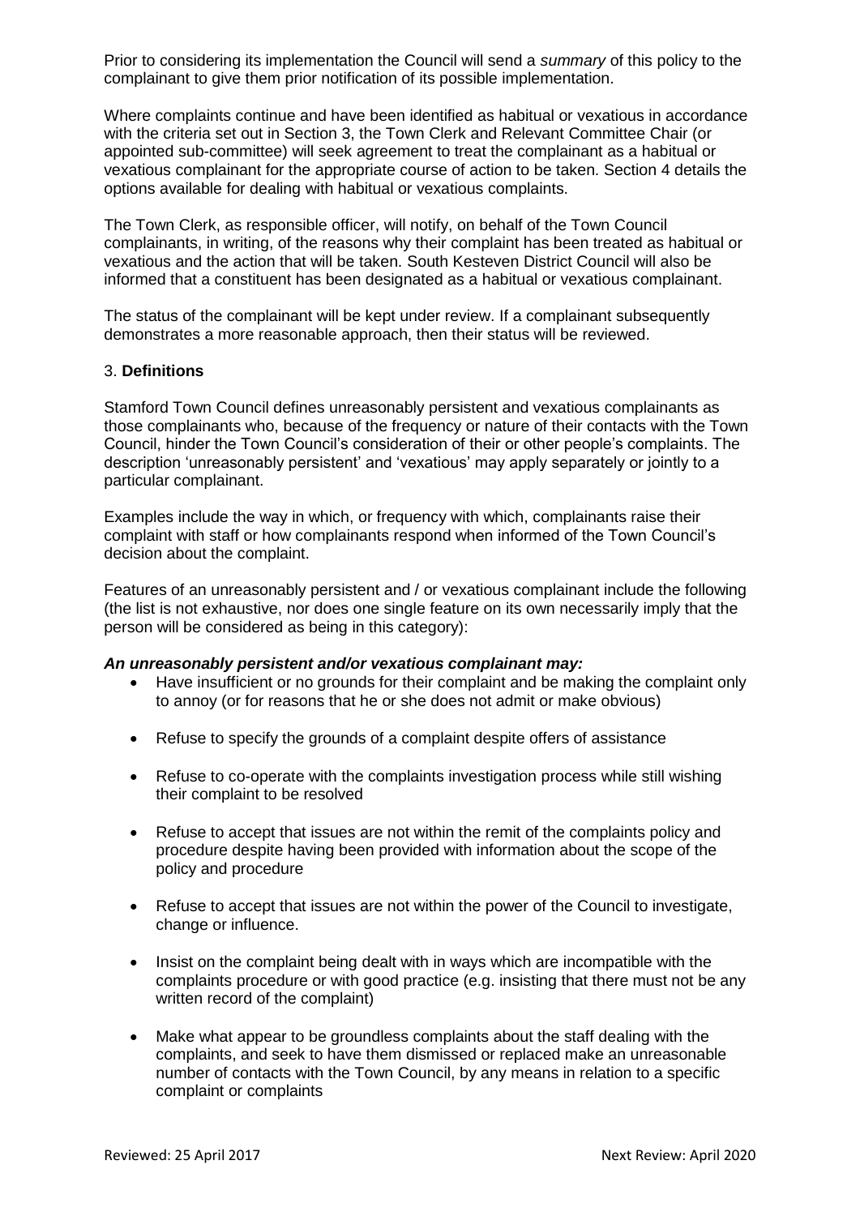Prior to considering its implementation the Council will send a *summary* of this policy to the complainant to give them prior notification of its possible implementation.

Where complaints continue and have been identified as habitual or vexatious in accordance with the criteria set out in Section 3, the Town Clerk and Relevant Committee Chair (or appointed sub-committee) will seek agreement to treat the complainant as a habitual or vexatious complainant for the appropriate course of action to be taken. Section 4 details the options available for dealing with habitual or vexatious complaints.

The Town Clerk, as responsible officer, will notify, on behalf of the Town Council complainants, in writing, of the reasons why their complaint has been treated as habitual or vexatious and the action that will be taken. South Kesteven District Council will also be informed that a constituent has been designated as a habitual or vexatious complainant.

The status of the complainant will be kept under review. If a complainant subsequently demonstrates a more reasonable approach, then their status will be reviewed.

## 3. **Definitions**

Stamford Town Council defines unreasonably persistent and vexatious complainants as those complainants who, because of the frequency or nature of their contacts with the Town Council, hinder the Town Council's consideration of their or other people's complaints. The description 'unreasonably persistent' and 'vexatious' may apply separately or jointly to a particular complainant.

Examples include the way in which, or frequency with which, complainants raise their complaint with staff or how complainants respond when informed of the Town Council's decision about the complaint.

Features of an unreasonably persistent and / or vexatious complainant include the following (the list is not exhaustive, nor does one single feature on its own necessarily imply that the person will be considered as being in this category):

***An unreasonably persistent and/or vexatious complainant may:***

- Have insufficient or no grounds for their complaint and be making the complaint only to annoy (or for reasons that he or she does not admit or make obvious)
- Refuse to specify the grounds of a complaint despite offers of assistance
- Refuse to co-operate with the complaints investigation process while still wishing their complaint to be resolved
- Refuse to accept that issues are not within the remit of the complaints policy and procedure despite having been provided with information about the scope of the policy and procedure
- Refuse to accept that issues are not within the power of the Council to investigate, change or influence.
- Insist on the complaint being dealt with in ways which are incompatible with the complaints procedure or with good practice (e.g. insisting that there must not be any written record of the complaint)
- Make what appear to be groundless complaints about the staff dealing with the complaints, and seek to have them dismissed or replaced make an unreasonable number of contacts with the Town Council, by any means in relation to a specific complaint or complaints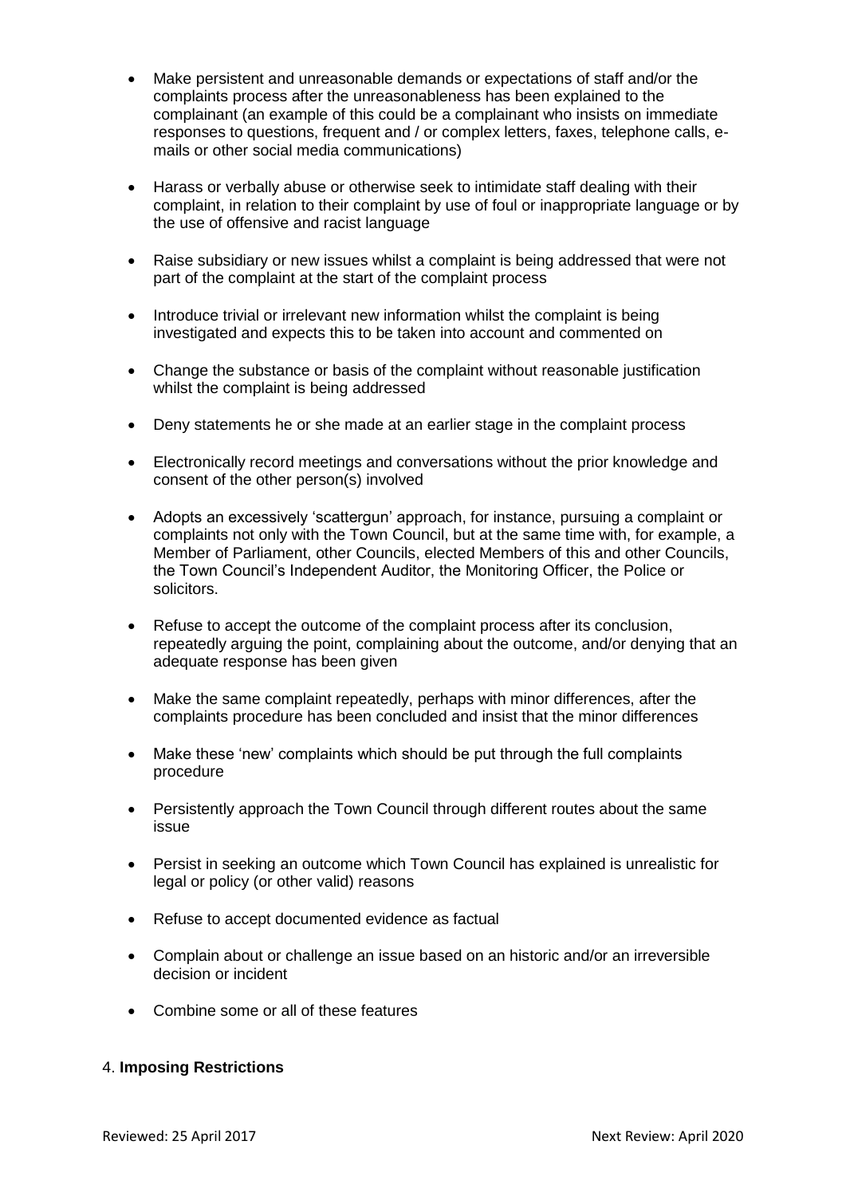- Make persistent and unreasonable demands or expectations of staff and/or the complaints process after the unreasonableness has been explained to the complainant (an example of this could be a complainant who insists on immediate responses to questions, frequent and / or complex letters, faxes, telephone calls, e-mails or other social media communications)
- Harass or verbally abuse or otherwise seek to intimidate staff dealing with their complaint, in relation to their complaint by use of foul or inappropriate language or by the use of offensive and racist language
- Raise subsidiary or new issues whilst a complaint is being addressed that were not part of the complaint at the start of the complaint process
- Introduce trivial or irrelevant new information whilst the complaint is being investigated and expects this to be taken into account and commented on
- Change the substance or basis of the complaint without reasonable justification whilst the complaint is being addressed
- Deny statements he or she made at an earlier stage in the complaint process
- Electronically record meetings and conversations without the prior knowledge and consent of the other person(s) involved
- Adopts an excessively 'scattergun' approach, for instance, pursuing a complaint or complaints not only with the Town Council, but at the same time with, for example, a Member of Parliament, other Councils, elected Members of this and other Councils, the Town Council's Independent Auditor, the Monitoring Officer, the Police or solicitors.
- Refuse to accept the outcome of the complaint process after its conclusion, repeatedly arguing the point, complaining about the outcome, and/or denying that an adequate response has been given
- Make the same complaint repeatedly, perhaps with minor differences, after the complaints procedure has been concluded and insist that the minor differences
- Make these 'new' complaints which should be put through the full complaints procedure
- Persistently approach the Town Council through different routes about the same issue
- Persist in seeking an outcome which Town Council has explained is unrealistic for legal or policy (or other valid) reasons
- Refuse to accept documented evidence as factual
- Complain about or challenge an issue based on an historic and/or an irreversible decision or incident
- Combine some or all of these features

4. **Imposing Restrictions**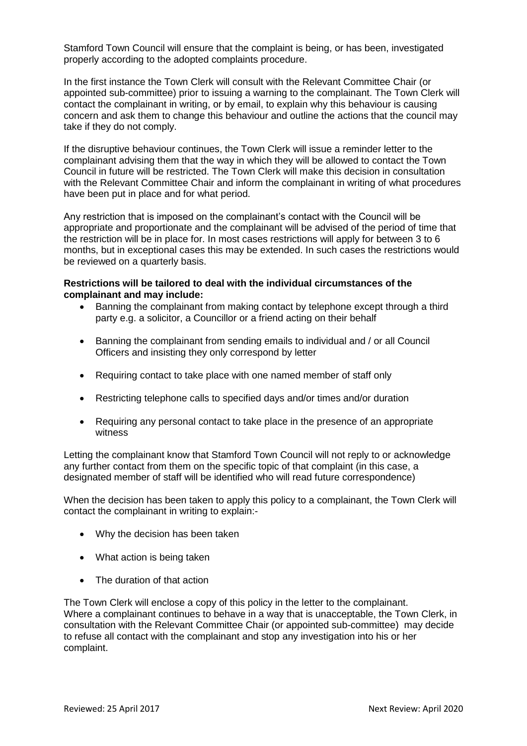Stamford Town Council will ensure that the complaint is being, or has been, investigated properly according to the adopted complaints procedure.

In the first instance the Town Clerk will consult with the Relevant Committee Chair (or appointed sub-committee) prior to issuing a warning to the complainant. The Town Clerk will contact the complainant in writing, or by email, to explain why this behaviour is causing concern and ask them to change this behaviour and outline the actions that the council may take if they do not comply.

If the disruptive behaviour continues, the Town Clerk will issue a reminder letter to the complainant advising them that the way in which they will be allowed to contact the Town Council in future will be restricted. The Town Clerk will make this decision in consultation with the Relevant Committee Chair and inform the complainant in writing of what procedures have been put in place and for what period.

Any restriction that is imposed on the complainant's contact with the Council will be appropriate and proportionate and the complainant will be advised of the period of time that the restriction will be in place for. In most cases restrictions will apply for between 3 to 6 months, but in exceptional cases this may be extended. In such cases the restrictions would be reviewed on a quarterly basis.

**Restrictions will be tailored to deal with the individual circumstances of the complainant and may include:**

- Banning the complainant from making contact by telephone except through a third party e.g. a solicitor, a Councillor or a friend acting on their behalf
- Banning the complainant from sending emails to individual and / or all Council Officers and insisting they only correspond by letter
- Requiring contact to take place with one named member of staff only
- Restricting telephone calls to specified days and/or times and/or duration
- Requiring any personal contact to take place in the presence of an appropriate witness

Letting the complainant know that Stamford Town Council will not reply to or acknowledge any further contact from them on the specific topic of that complaint (in this case, a designated member of staff will be identified who will read future correspondence)

When the decision has been taken to apply this policy to a complainant, the Town Clerk will contact the complainant in writing to explain:-

- Why the decision has been taken
- What action is being taken
- The duration of that action

The Town Clerk will enclose a copy of this policy in the letter to the complainant.
Where a complainant continues to behave in a way that is unacceptable, the Town Clerk, in consultation with the Relevant Committee Chair (or appointed sub-committee) may decide to refuse all contact with the complainant and stop any investigation into his or her complaint.

Reviewed: 25 April 2017 Next Review: April 2020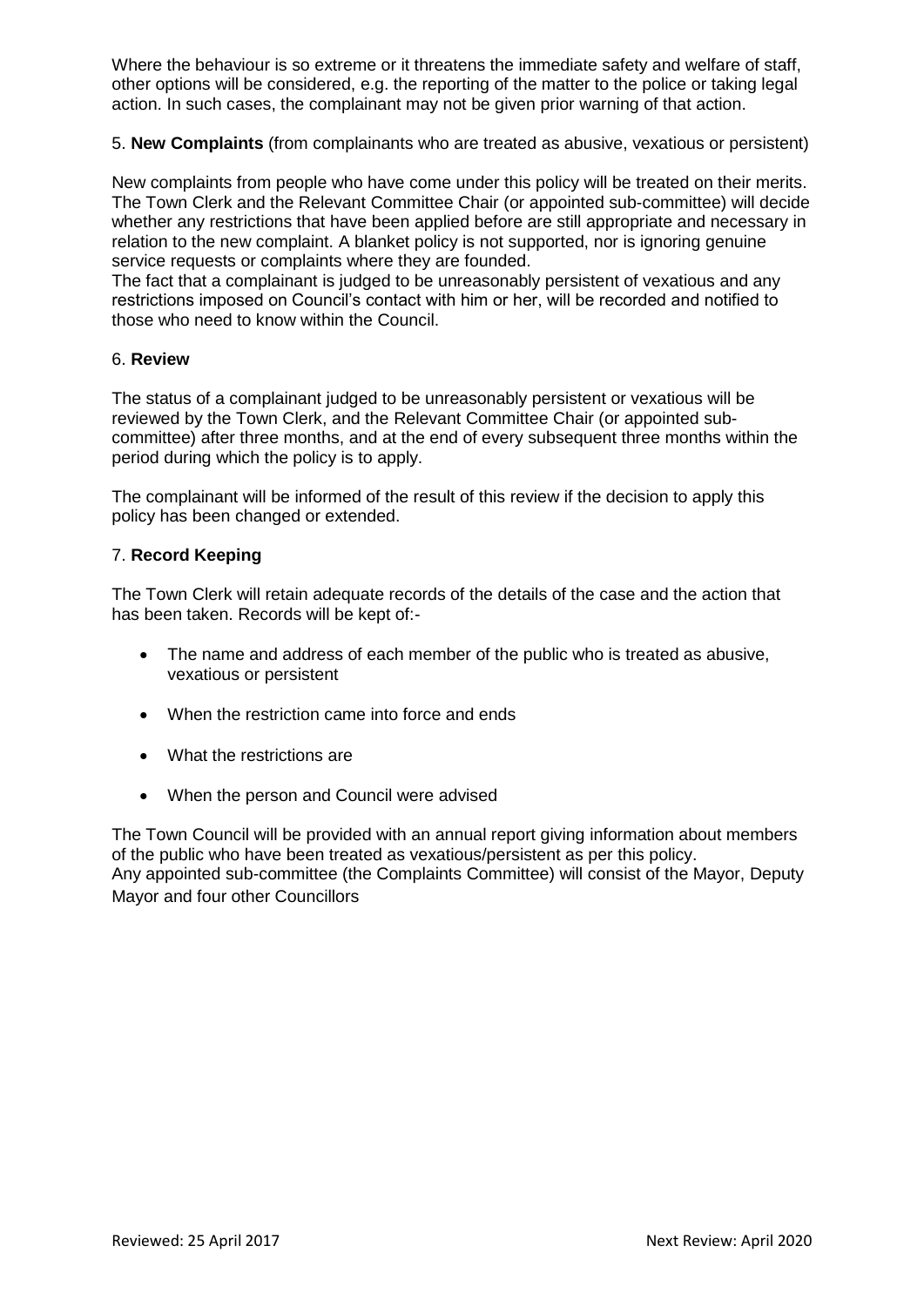Where the behaviour is so extreme or it threatens the immediate safety and welfare of staff, other options will be considered, e.g. the reporting of the matter to the police or taking legal action. In such cases, the complainant may not be given prior warning of that action.

5. **New Complaints** (from complainants who are treated as abusive, vexatious or persistent)

New complaints from people who have come under this policy will be treated on their merits. The Town Clerk and the Relevant Committee Chair (or appointed sub-committee) will decide whether any restrictions that have been applied before are still appropriate and necessary in relation to the new complaint. A blanket policy is not supported, nor is ignoring genuine service requests or complaints where they are founded.
The fact that a complainant is judged to be unreasonably persistent of vexatious and any restrictions imposed on Council's contact with him or her, will be recorded and notified to those who need to know within the Council.

6. **Review**

The status of a complainant judged to be unreasonably persistent or vexatious will be reviewed by the Town Clerk, and the Relevant Committee Chair (or appointed sub-committee) after three months, and at the end of every subsequent three months within the period during which the policy is to apply.

The complainant will be informed of the result of this review if the decision to apply this policy has been changed or extended.

7. **Record Keeping**

The Town Clerk will retain adequate records of the details of the case and the action that has been taken. Records will be kept of:-

- The name and address of each member of the public who is treated as abusive, vexatious or persistent
- When the restriction came into force and ends
- What the restrictions are
- When the person and Council were advised

The Town Council will be provided with an annual report giving information about members of the public who have been treated as vexatious/persistent as per this policy.
Any appointed sub-committee (the Complaints Committee) will consist of the Mayor, Deputy Mayor and four other Councillors

Reviewed: 25 April 2017 Next Review: April 2020